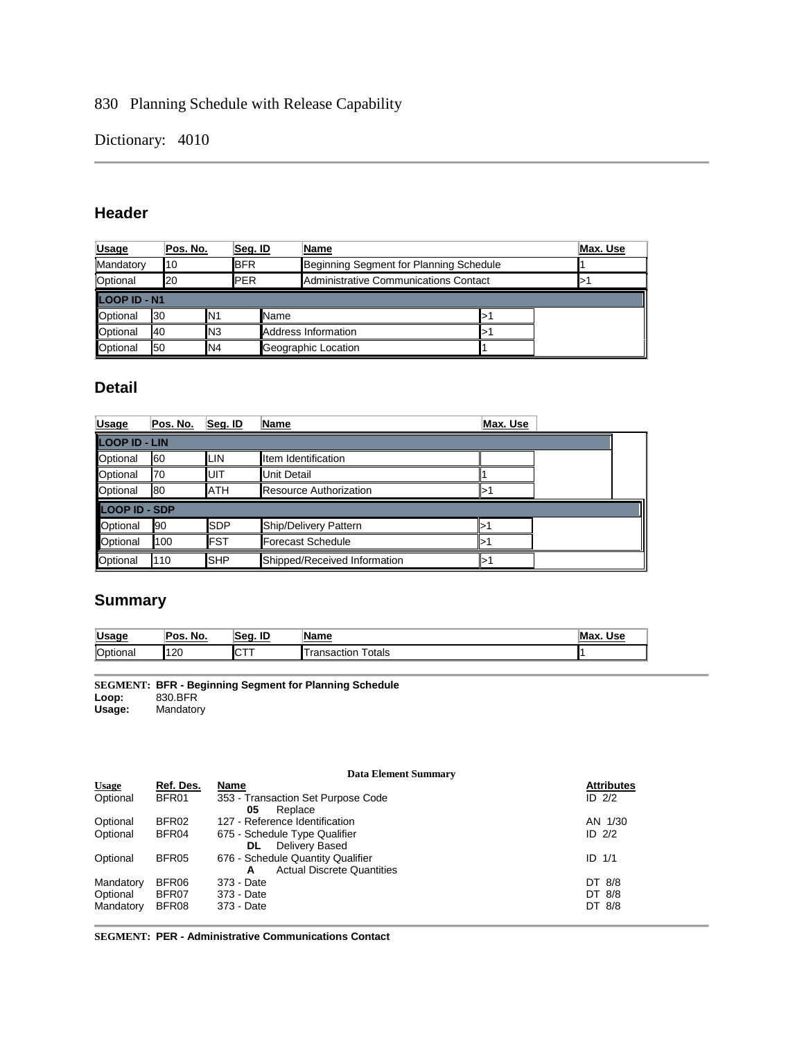830 Planning Schedule with Release Capability

Dictionary: 4010

## Header

| Usage | Pos. No. | Seg. ID | Name | Max. Use |
|---|---|---|---|---|
| Mandatory | 10 | BFR | Beginning Segment for Planning Schedule | 1 |
| Optional | 20 | PER | Administrative Communications Contact | >1 |
| **LOOP ID - N1** | | | | |
| Optional | 30 | N1 | Name | >1 |
| Optional | 40 | N3 | Address Information | >1 |
| Optional | 50 | N4 | Geographic Location | 1 |

## Detail

| Usage | Pos. No. | Seg. ID | Name | Max. Use |
|---|---|---|---|---|
| **LOOP ID - LIN** | | | | |
| Optional | 60 | LIN | Item Identification | |
| Optional | 70 | UIT | Unit Detail | 1 |
| Optional | 80 | ATH | Resource Authorization | >1 |
| **LOOP ID - SDP** | | | | |
| Optional | 90 | SDP | Ship/Delivery Pattern | >1 |
| Optional | 100 | FST | Forecast Schedule | >1 |
| Optional | 110 | SHP | Shipped/Received Information | >1 |

## Summary

| Usage | Pos. No. | Seg. ID | Name | Max. Use |
|---|---|---|---|---|
| Optional | 120 | CTT | Transaction Totals | 1 |

**SEGMENT: BFR - Beginning Segment for Planning Schedule**
**Loop:** 830.BFR
**Usage:** Mandatory

**Data Element Summary**

| Usage | Ref. Des. | Name | Attributes |
|---|---|---|---|
| Optional | BFR01 | 353 - Transaction Set Purpose Code<br>**05** Replace | ID 2/2 |
| Optional | BFR02 | 127 - Reference Identification | AN 1/30 |
| Optional | BFR04 | 675 - Schedule Type Qualifier<br>**DL** Delivery Based | ID 2/2 |
| Optional | BFR05 | 676 - Schedule Quantity Qualifier<br>**A** Actual Discrete Quantities | ID 1/1 |
| Mandatory | BFR06 | 373 - Date | DT 8/8 |
| Optional | BFR07 | 373 - Date | DT 8/8 |
| Mandatory | BFR08 | 373 - Date | DT 8/8 |

**SEGMENT: PER - Administrative Communications Contact**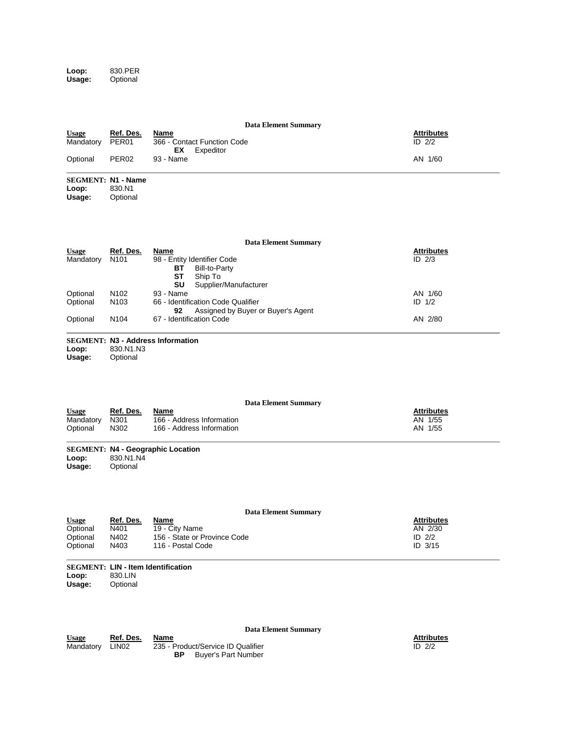**Loop:** 830.PER
**Usage:** Optional

**Data Element Summary**

| Usage | Ref. Des. | Name | Attributes |
|---|---|---|---|
| Mandatory | PER01 | 366 - Contact Function Code | ID 2/2 |
| | | **EX** Expeditor | |
| Optional | PER02 | 93 - Name | AN 1/60 |

**SEGMENT: N1 - Name**
**Loop:** 830.N1
**Usage:** Optional

**Data Element Summary**

| Usage | Ref. Des. | Name | Attributes |
|---|---|---|---|
| Mandatory | N101 | 98 - Entity Identifier Code | ID 2/3 |
| | | **BT** Bill-to-Party | |
| | | **ST** Ship To | |
| | | **SU** Supplier/Manufacturer | |
| Optional | N102 | 93 - Name | AN 1/60 |
| Optional | N103 | 66 - Identification Code Qualifier | ID 1/2 |
| | | **92** Assigned by Buyer or Buyer's Agent | |
| Optional | N104 | 67 - Identification Code | AN 2/80 |

**SEGMENT: N3 - Address Information**
**Loop:** 830.N1.N3
**Usage:** Optional

**Data Element Summary**

| Usage | Ref. Des. | Name | Attributes |
|---|---|---|---|
| Mandatory | N301 | 166 - Address Information | AN 1/55 |
| Optional | N302 | 166 - Address Information | AN 1/55 |

**SEGMENT: N4 - Geographic Location**
**Loop:** 830.N1.N4
**Usage:** Optional

**Data Element Summary**

| Usage | Ref. Des. | Name | Attributes |
|---|---|---|---|
| Optional | N401 | 19 - City Name | AN 2/30 |
| Optional | N402 | 156 - State or Province Code | ID 2/2 |
| Optional | N403 | 116 - Postal Code | ID 3/15 |

**SEGMENT: LIN - Item Identification**
**Loop:** 830.LIN
**Usage:** Optional

**Data Element Summary**

| Usage | Ref. Des. | Name | Attributes |
|---|---|---|---|
| Mandatory | LIN02 | 235 - Product/Service ID Qualifier | ID 2/2 |
| | | **BP** Buyer's Part Number | |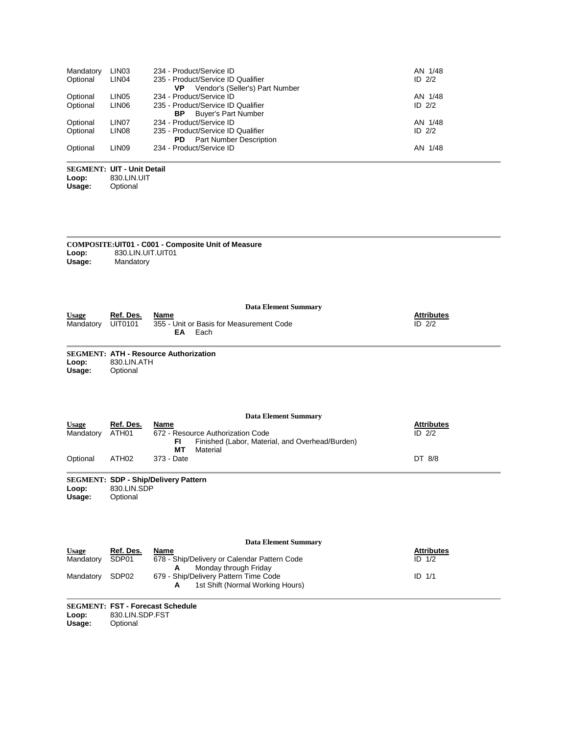| Usage | Ref. Des. | Name | Attributes |
|---|---|---|---|
| Mandatory | LIN03 | 234 - Product/Service ID | AN 1/48 |
| Optional | LIN04 | 235 - Product/Service ID Qualifier<br>**VP** Vendor's (Seller's) Part Number | ID 2/2 |
| Optional | LIN05 | 234 - Product/Service ID | AN 1/48 |
| Optional | LIN06 | 235 - Product/Service ID Qualifier<br>**BP** Buyer's Part Number | ID 2/2 |
| Optional | LIN07 | 234 - Product/Service ID | AN 1/48 |
| Optional | LIN08 | 235 - Product/Service ID Qualifier<br>**PD** Part Number Description | ID 2/2 |
| Optional | LIN09 | 234 - Product/Service ID | AN 1/48 |

**SEGMENT: UIT - Unit Detail**
**Loop:** 830.LIN.UIT
**Usage:** Optional

**COMPOSITE:UIT01 - C001 - Composite Unit of Measure**
**Loop:** 830.LIN.UIT.UIT01
**Usage:** Mandatory

**Data Element Summary**

| Usage | Ref. Des. | Name | Attributes |
|---|---|---|---|
| Mandatory | UIT0101 | 355 - Unit or Basis for Measurement Code<br>**EA** Each | ID 2/2 |

**SEGMENT: ATH - Resource Authorization**
**Loop:** 830.LIN.ATH
**Usage:** Optional

**Data Element Summary**

| Usage | Ref. Des. | Name | Attributes |
|---|---|---|---|
| Mandatory | ATH01 | 672 - Resource Authorization Code<br>**FI** Finished (Labor, Material, and Overhead/Burden)<br>**MT** Material | ID 2/2 |
| Optional | ATH02 | 373 - Date | DT 8/8 |

**SEGMENT: SDP - Ship/Delivery Pattern**
**Loop:** 830.LIN.SDP
**Usage:** Optional

**Data Element Summary**

| Usage | Ref. Des. | Name | Attributes |
|---|---|---|---|
| Mandatory | SDP01 | 678 - Ship/Delivery or Calendar Pattern Code<br>**A** Monday through Friday | ID 1/2 |
| Mandatory | SDP02 | 679 - Ship/Delivery Pattern Time Code<br>**A** 1st Shift (Normal Working Hours) | ID 1/1 |

**SEGMENT: FST - Forecast Schedule**
**Loop:** 830.LIN.SDP.FST
**Usage:** Optional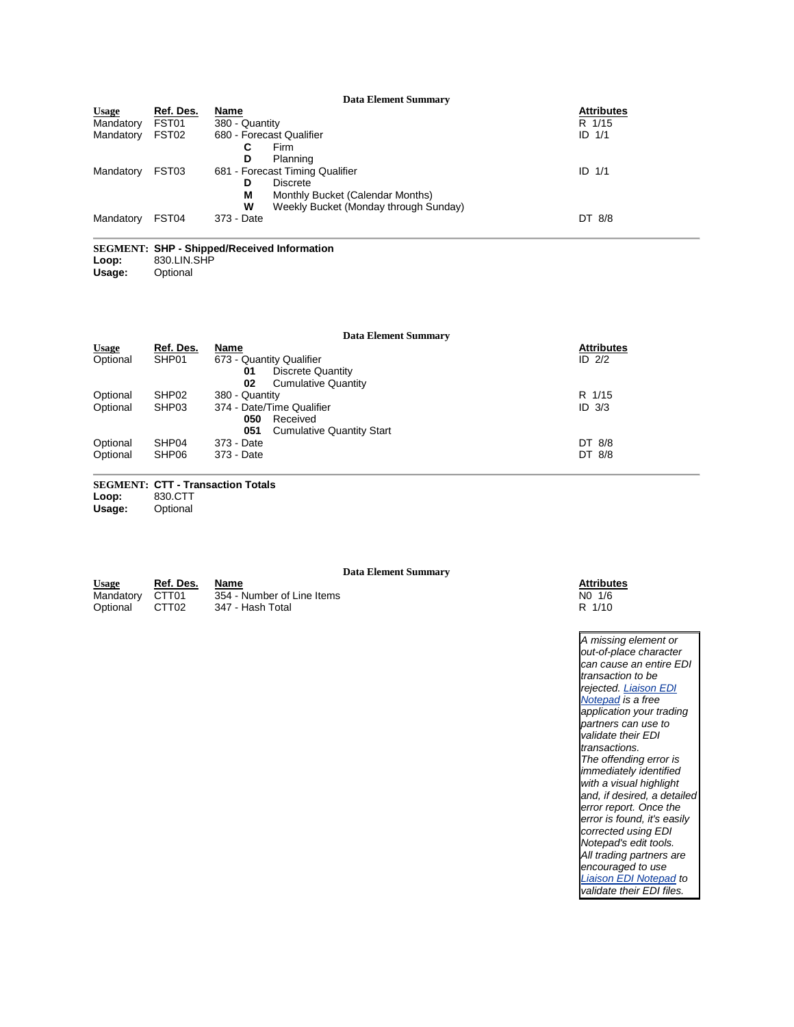**Data Element Summary**

| Usage | Ref. Des. | Name | Attributes |
|---|---|---|---|
| Mandatory | FST01 | 380 - Quantity | R 1/15 |
| Mandatory | FST02 | 680 - Forecast Qualifier | ID 1/1 |
| | | **C** Firm | |
| | | **D** Planning | |
| Mandatory | FST03 | 681 - Forecast Timing Qualifier | ID 1/1 |
| | | **D** Discrete | |
| | | **M** Monthly Bucket (Calendar Months) | |
| | | **W** Weekly Bucket (Monday through Sunday) | |
| Mandatory | FST04 | 373 - Date | DT 8/8 |

**SEGMENT: SHP - Shipped/Received Information**
**Loop:** 830.LIN.SHP
**Usage:** Optional

**Data Element Summary**

| Usage | Ref. Des. | Name | Attributes |
|---|---|---|---|
| Optional | SHP01 | 673 - Quantity Qualifier | ID 2/2 |
| | | **01** Discrete Quantity | |
| | | **02** Cumulative Quantity | |
| Optional | SHP02 | 380 - Quantity | R 1/15 |
| Optional | SHP03 | 374 - Date/Time Qualifier | ID 3/3 |
| | | **050** Received | |
| | | **051** Cumulative Quantity Start | |
| Optional | SHP04 | 373 - Date | DT 8/8 |
| Optional | SHP06 | 373 - Date | DT 8/8 |

**SEGMENT: CTT - Transaction Totals**
**Loop:** 830.CTT
**Usage:** Optional

**Data Element Summary**

| Usage | Ref. Des. | Name | Attributes |
|---|---|---|---|
| Mandatory | CTT01 | 354 - Number of Line Items | N0 1/6 |
| Optional | CTT02 | 347 - Hash Total | R 1/10 |

*A missing element or out-of-place character can cause an entire EDI transaction to be rejected. Liaison EDI Notepad is a free application your trading partners can use to validate their EDI transactions. The offending error is immediately identified with a visual highlight and, if desired, a detailed error report. Once the error is found, it's easily corrected using EDI Notepad's edit tools. All trading partners are encouraged to use Liaison EDI Notepad to validate their EDI files.*